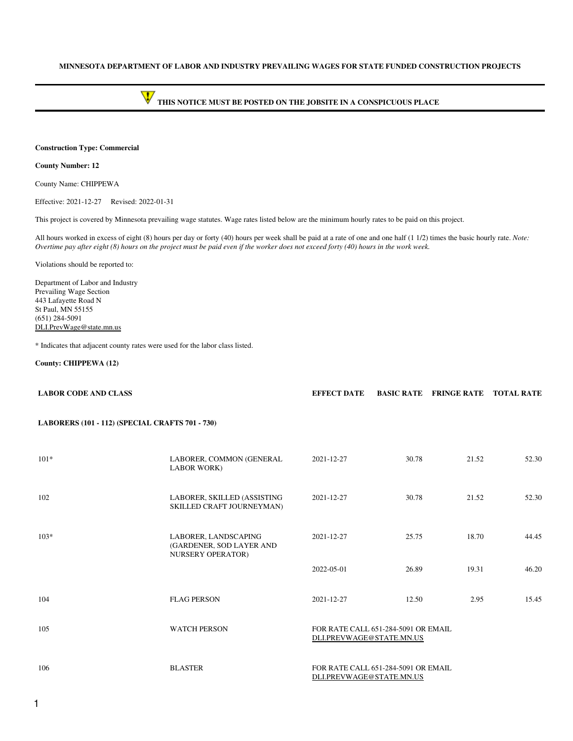**MINNESOTA DEPARTMENT OF LABOR AND INDUSTRY PREVAILING WAGES FOR STATE FUNDED CONSTRUCTION PROJECTS**

**THIS NOTICE MUST BE POSTED ON THE JOBSITE IN A CONSPICUOUS PLACE**

**Construction Type: Commercial**

**County Number: 12**

County Name: CHIPPEWA

Effective: 2021-12-27 Revised: 2022-01-31

This project is covered by Minnesota prevailing wage statutes. Wage rates listed below are the minimum hourly rates to be paid on this project.

All hours worked in excess of eight (8) hours per day or forty (40) hours per week shall be paid at a rate of one and one half (1 1/2) times the basic hourly rate. *Note: Overtime pay after eight (8) hours on the project must be paid even if the worker does not exceed forty (40) hours in the work week.*

Violations should be reported to:

Department of Labor and Industry
Prevailing Wage Section
443 Lafayette Road N
St Paul, MN 55155
(651) 284-5091
DLI.PrevWage@state.mn.us

* Indicates that adjacent county rates were used for the labor class listed.

**County: CHIPPEWA (12)**

| LABOR CODE AND CLASS | | EFFECT DATE | BASIC RATE | FRINGE RATE | TOTAL RATE |
|---|---|---|---|---|---|
| **LABORERS (101 - 112) (SPECIAL CRAFTS 701 - 730)** | | | | | |
| 101* | LABORER, COMMON (GENERAL LABOR WORK) | 2021-12-27 | 30.78 | 21.52 | 52.30 |
| 102 | LABORER, SKILLED (ASSISTING SKILLED CRAFT JOURNEYMAN) | 2021-12-27 | 30.78 | 21.52 | 52.30 |
| 103* | LABORER, LANDSCAPING (GARDENER, SOD LAYER AND NURSERY OPERATOR) | 2021-12-27 | 25.75 | 18.70 | 44.45 |
| | | 2022-05-01 | 26.89 | 19.31 | 46.20 |
| 104 | FLAG PERSON | 2021-12-27 | 12.50 | 2.95 | 15.45 |
| 105 | WATCH PERSON | FOR RATE CALL 651-284-5091 OR EMAIL DLI.PREVWAGE@STATE.MN.US | | | |
| 106 | BLASTER | FOR RATE CALL 651-284-5091 OR EMAIL DLI.PREVWAGE@STATE.MN.US | | | |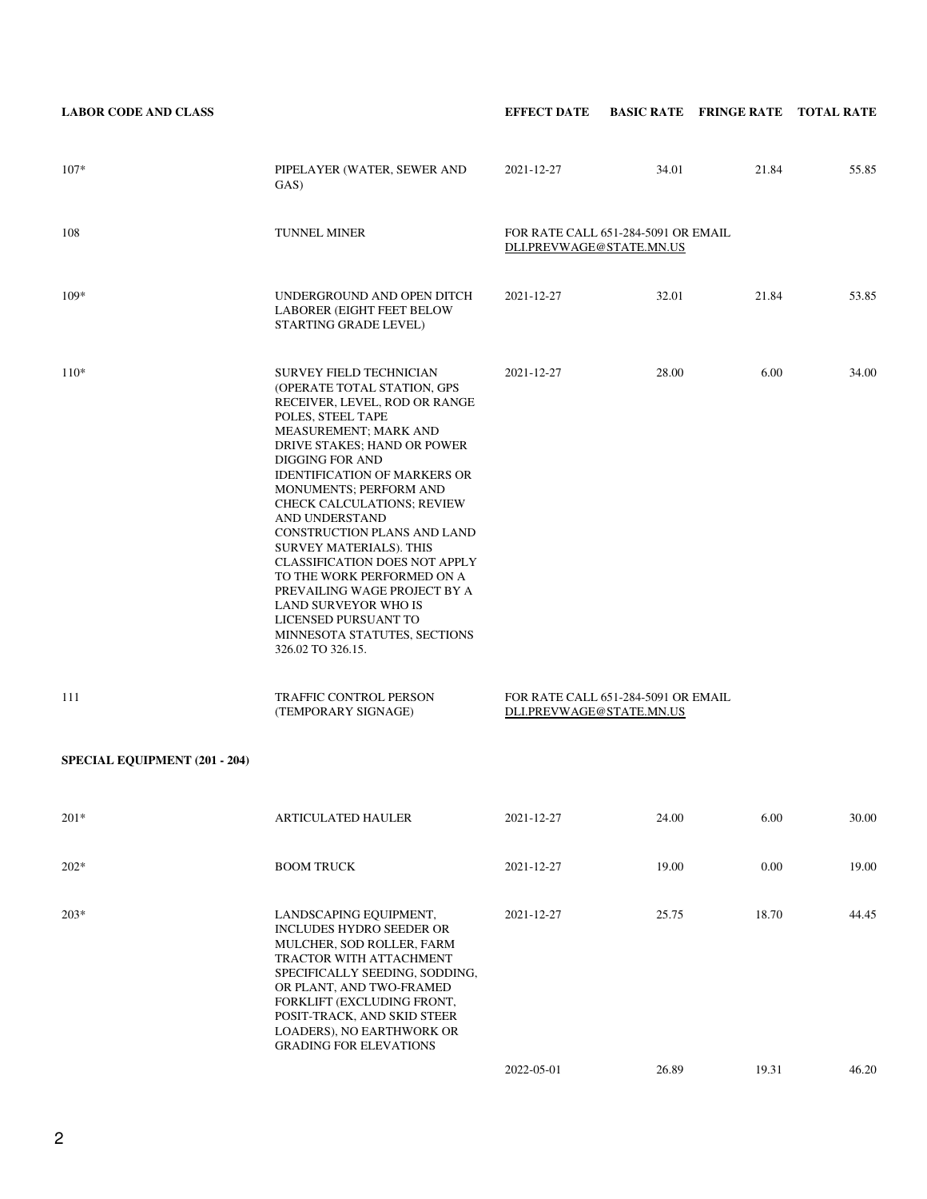| LABOR CODE AND CLASS | | EFFECT DATE | BASIC RATE | FRINGE RATE | TOTAL RATE |
|---|---|---|---|---|---|
| 107* | PIPELAYER (WATER, SEWER AND GAS) | 2021-12-27 | 34.01 | 21.84 | 55.85 |
| 108 | TUNNEL MINER | FOR RATE CALL 651-284-5091 OR EMAIL DLI.PREVWAGE@STATE.MN.US | | | |
| 109* | UNDERGROUND AND OPEN DITCH LABORER (EIGHT FEET BELOW STARTING GRADE LEVEL) | 2021-12-27 | 32.01 | 21.84 | 53.85 |
| 110* | SURVEY FIELD TECHNICIAN (OPERATE TOTAL STATION, GPS RECEIVER, LEVEL, ROD OR RANGE POLES, STEEL TAPE MEASUREMENT; MARK AND DRIVE STAKES; HAND OR POWER DIGGING FOR AND IDENTIFICATION OF MARKERS OR MONUMENTS; PERFORM AND CHECK CALCULATIONS; REVIEW AND UNDERSTAND CONSTRUCTION PLANS AND LAND SURVEY MATERIALS). THIS CLASSIFICATION DOES NOT APPLY TO THE WORK PERFORMED ON A PREVAILING WAGE PROJECT BY A LAND SURVEYOR WHO IS LICENSED PURSUANT TO MINNESOTA STATUTES, SECTIONS 326.02 TO 326.15. | 2021-12-27 | 28.00 | 6.00 | 34.00 |
| 111 | TRAFFIC CONTROL PERSON (TEMPORARY SIGNAGE) | FOR RATE CALL 651-284-5091 OR EMAIL DLI.PREVWAGE@STATE.MN.US | | | |
| **SPECIAL EQUIPMENT (201 - 204)** | | | | | |
| 201* | ARTICULATED HAULER | 2021-12-27 | 24.00 | 6.00 | 30.00 |
| 202* | BOOM TRUCK | 2021-12-27 | 19.00 | 0.00 | 19.00 |
| 203* | LANDSCAPING EQUIPMENT, INCLUDES HYDRO SEEDER OR MULCHER, SOD ROLLER, FARM TRACTOR WITH ATTACHMENT SPECIFICALLY SEEDING, SODDING, OR PLANT, AND TWO-FRAMED FORKLIFT (EXCLUDING FRONT, POSIT-TRACK, AND SKID STEER LOADERS), NO EARTHWORK OR GRADING FOR ELEVATIONS | 2021-12-27 | 25.75 | 18.70 | 44.45 |
| | | 2022-05-01 | 26.89 | 19.31 | 46.20 |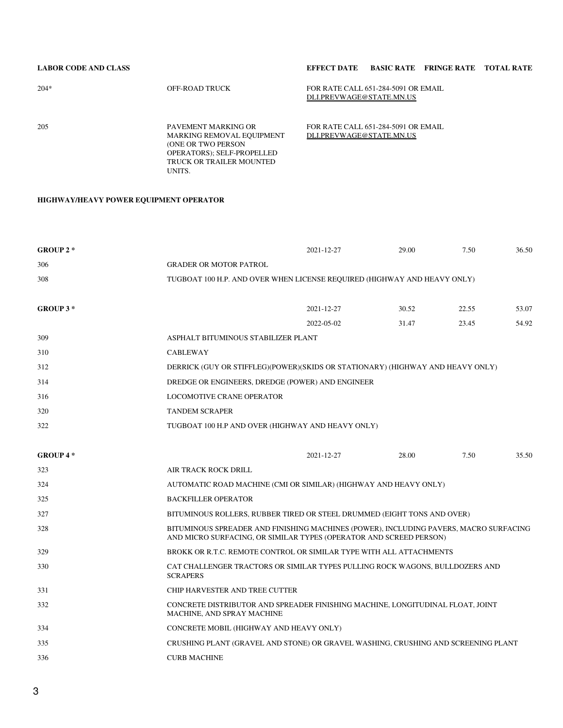| LABOR CODE AND CLASS | | EFFECT DATE | BASIC RATE | FRINGE RATE | TOTAL RATE |
|---|---|---|---|---|---|
| 204* | OFF-ROAD TRUCK | FOR RATE CALL 651-284-5091 OR EMAIL DLI.PREVWAGE@STATE.MN.US | | | |
| 205 | PAVEMENT MARKING OR MARKING REMOVAL EQUIPMENT (ONE OR TWO PERSON OPERATORS); SELF-PROPELLED TRUCK OR TRAILER MOUNTED UNITS. | FOR RATE CALL 651-284-5091 OR EMAIL DLI.PREVWAGE@STATE.MN.US | | | |

**HIGHWAY/HEAVY POWER EQUIPMENT OPERATOR**

| LABOR CODE AND CLASS | | EFFECT DATE | BASIC RATE | FRINGE RATE | TOTAL RATE |
|---|---|---|---|---|---|
| **GROUP 2 \*** | | 2021-12-27 | 29.00 | 7.50 | 36.50 |
| 306 | GRADER OR MOTOR PATROL | | | | |
| 308 | TUGBOAT 100 H.P. AND OVER WHEN LICENSE REQUIRED (HIGHWAY AND HEAVY ONLY) | | | | |
| **GROUP 3 \*** | | 2021-12-27 | 30.52 | 22.55 | 53.07 |
| | | 2022-05-02 | 31.47 | 23.45 | 54.92 |
| 309 | ASPHALT BITUMINOUS STABILIZER PLANT | | | | |
| 310 | CABLEWAY | | | | |
| 312 | DERRICK (GUY OR STIFFLEG)(POWER)(SKIDS OR STATIONARY) (HIGHWAY AND HEAVY ONLY) | | | | |
| 314 | DREDGE OR ENGINEERS, DREDGE (POWER) AND ENGINEER | | | | |
| 316 | LOCOMOTIVE CRANE OPERATOR | | | | |
| 320 | TANDEM SCRAPER | | | | |
| 322 | TUGBOAT 100 H.P AND OVER (HIGHWAY AND HEAVY ONLY) | | | | |
| **GROUP 4 \*** | | 2021-12-27 | 28.00 | 7.50 | 35.50 |
| 323 | AIR TRACK ROCK DRILL | | | | |
| 324 | AUTOMATIC ROAD MACHINE (CMI OR SIMILAR) (HIGHWAY AND HEAVY ONLY) | | | | |
| 325 | BACKFILLER OPERATOR | | | | |
| 327 | BITUMINOUS ROLLERS, RUBBER TIRED OR STEEL DRUMMED (EIGHT TONS AND OVER) | | | | |
| 328 | BITUMINOUS SPREADER AND FINISHING MACHINES (POWER), INCLUDING PAVERS, MACRO SURFACING AND MICRO SURFACING, OR SIMILAR TYPES (OPERATOR AND SCREED PERSON) | | | | |
| 329 | BROKK OR R.T.C. REMOTE CONTROL OR SIMILAR TYPE WITH ALL ATTACHMENTS | | | | |
| 330 | CAT CHALLENGER TRACTORS OR SIMILAR TYPES PULLING ROCK WAGONS, BULLDOZERS AND SCRAPERS | | | | |
| 331 | CHIP HARVESTER AND TREE CUTTER | | | | |
| 332 | CONCRETE DISTRIBUTOR AND SPREADER FINISHING MACHINE, LONGITUDINAL FLOAT, JOINT MACHINE, AND SPRAY MACHINE | | | | |
| 334 | CONCRETE MOBIL (HIGHWAY AND HEAVY ONLY) | | | | |
| 335 | CRUSHING PLANT (GRAVEL AND STONE) OR GRAVEL WASHING, CRUSHING AND SCREENING PLANT | | | | |
| 336 | CURB MACHINE | | | | |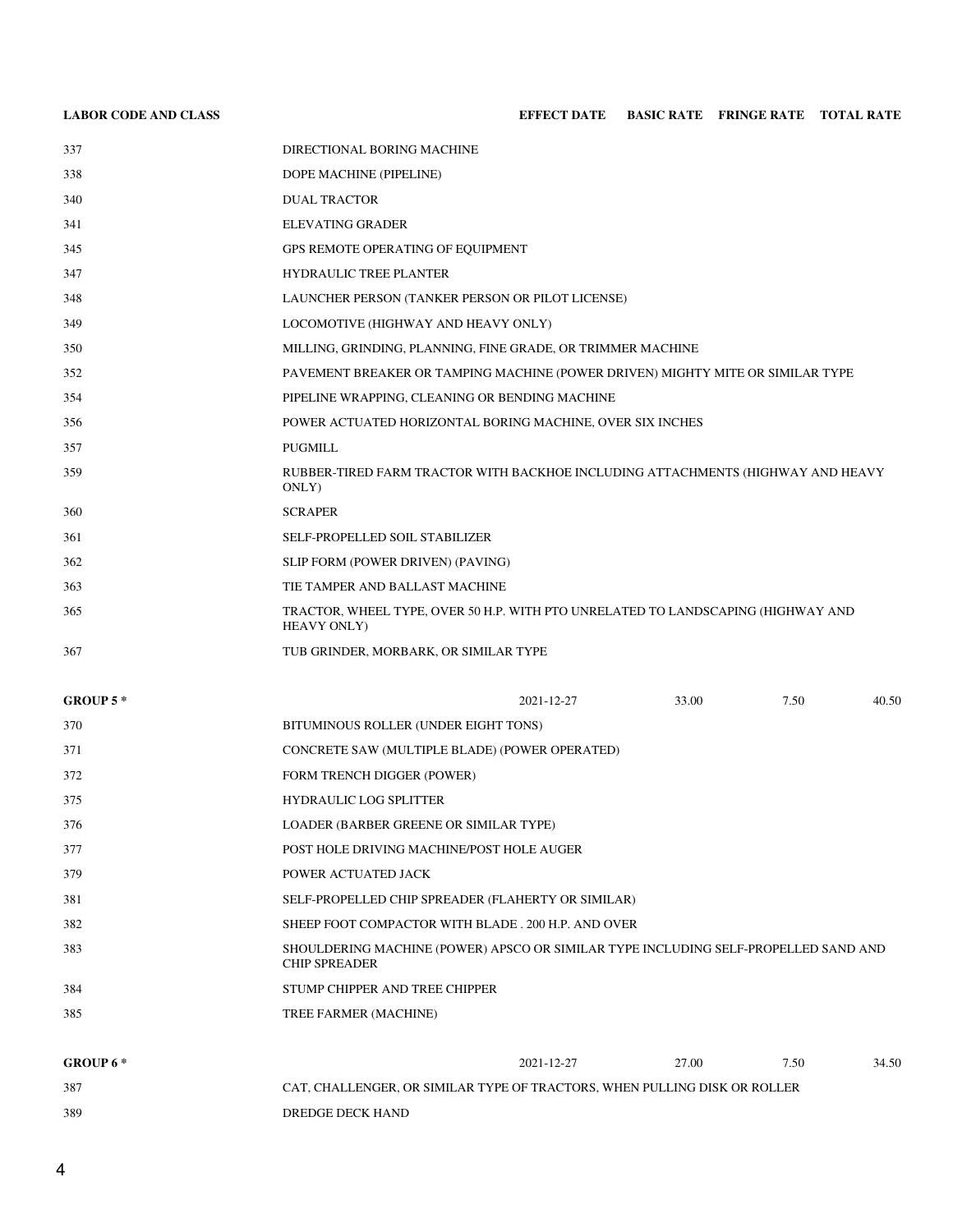| LABOR CODE AND CLASS | | EFFECT DATE | BASIC RATE | FRINGE RATE | TOTAL RATE |
|---|---|---|---|---|---|
| 337 | DIRECTIONAL BORING MACHINE | | | | |
| 338 | DOPE MACHINE (PIPELINE) | | | | |
| 340 | DUAL TRACTOR | | | | |
| 341 | ELEVATING GRADER | | | | |
| 345 | GPS REMOTE OPERATING OF EQUIPMENT | | | | |
| 347 | HYDRAULIC TREE PLANTER | | | | |
| 348 | LAUNCHER PERSON (TANKER PERSON OR PILOT LICENSE) | | | | |
| 349 | LOCOMOTIVE (HIGHWAY AND HEAVY ONLY) | | | | |
| 350 | MILLING, GRINDING, PLANNING, FINE GRADE, OR TRIMMER MACHINE | | | | |
| 352 | PAVEMENT BREAKER OR TAMPING MACHINE (POWER DRIVEN) MIGHTY MITE OR SIMILAR TYPE | | | | |
| 354 | PIPELINE WRAPPING, CLEANING OR BENDING MACHINE | | | | |
| 356 | POWER ACTUATED HORIZONTAL BORING MACHINE, OVER SIX INCHES | | | | |
| 357 | PUGMILL | | | | |
| 359 | RUBBER-TIRED FARM TRACTOR WITH BACKHOE INCLUDING ATTACHMENTS (HIGHWAY AND HEAVY ONLY) | | | | |
| 360 | SCRAPER | | | | |
| 361 | SELF-PROPELLED SOIL STABILIZER | | | | |
| 362 | SLIP FORM (POWER DRIVEN) (PAVING) | | | | |
| 363 | TIE TAMPER AND BALLAST MACHINE | | | | |
| 365 | TRACTOR, WHEEL TYPE, OVER 50 H.P. WITH PTO UNRELATED TO LANDSCAPING (HIGHWAY AND HEAVY ONLY) | | | | |
| 367 | TUB GRINDER, MORBARK, OR SIMILAR TYPE | | | | |
| **GROUP 5 *** | | 2021-12-27 | 33.00 | 7.50 | 40.50 |
| 370 | BITUMINOUS ROLLER (UNDER EIGHT TONS) | | | | |
| 371 | CONCRETE SAW (MULTIPLE BLADE) (POWER OPERATED) | | | | |
| 372 | FORM TRENCH DIGGER (POWER) | | | | |
| 375 | HYDRAULIC LOG SPLITTER | | | | |
| 376 | LOADER (BARBER GREENE OR SIMILAR TYPE) | | | | |
| 377 | POST HOLE DRIVING MACHINE/POST HOLE AUGER | | | | |
| 379 | POWER ACTUATED JACK | | | | |
| 381 | SELF-PROPELLED CHIP SPREADER (FLAHERTY OR SIMILAR) | | | | |
| 382 | SHEEP FOOT COMPACTOR WITH BLADE . 200 H.P. AND OVER | | | | |
| 383 | SHOULDERING MACHINE (POWER) APSCO OR SIMILAR TYPE INCLUDING SELF-PROPELLED SAND AND CHIP SPREADER | | | | |
| 384 | STUMP CHIPPER AND TREE CHIPPER | | | | |
| 385 | TREE FARMER (MACHINE) | | | | |
| **GROUP 6 *** | | 2021-12-27 | 27.00 | 7.50 | 34.50 |
| 387 | CAT, CHALLENGER, OR SIMILAR TYPE OF TRACTORS, WHEN PULLING DISK OR ROLLER | | | | |
| 389 | DREDGE DECK HAND | | | | |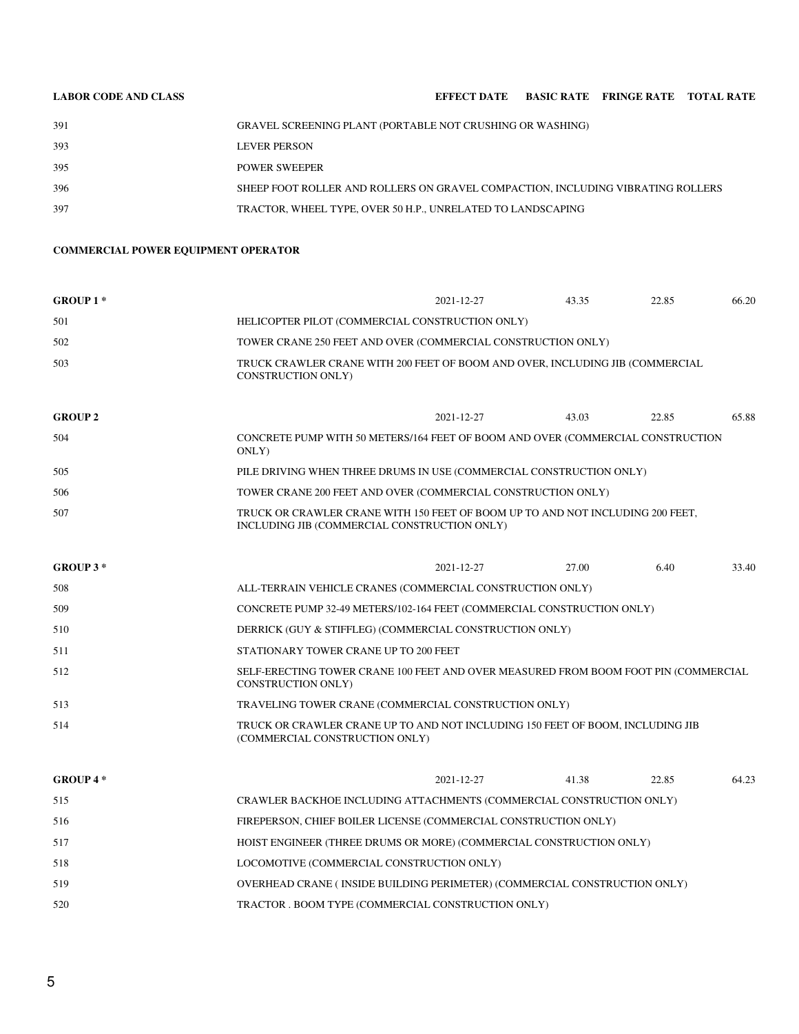| LABOR CODE AND CLASS | | EFFECT DATE | BASIC RATE | FRINGE RATE | TOTAL RATE |
|---|---|---|---|---|---|
| 391 | GRAVEL SCREENING PLANT (PORTABLE NOT CRUSHING OR WASHING) | | | | |
| 393 | LEVER PERSON | | | | |
| 395 | POWER SWEEPER | | | | |
| 396 | SHEEP FOOT ROLLER AND ROLLERS ON GRAVEL COMPACTION, INCLUDING VIBRATING ROLLERS | | | | |
| 397 | TRACTOR, WHEEL TYPE, OVER 50 H.P., UNRELATED TO LANDSCAPING | | | | |

**COMMERCIAL POWER EQUIPMENT OPERATOR**

| LABOR CODE AND CLASS | | EFFECT DATE | BASIC RATE | FRINGE RATE | TOTAL RATE |
|---|---|---|---|---|---|
| **GROUP 1 *** | | 2021-12-27 | 43.35 | 22.85 | 66.20 |
| 501 | HELICOPTER PILOT (COMMERCIAL CONSTRUCTION ONLY) | | | | |
| 502 | TOWER CRANE 250 FEET AND OVER (COMMERCIAL CONSTRUCTION ONLY) | | | | |
| 503 | TRUCK CRAWLER CRANE WITH 200 FEET OF BOOM AND OVER, INCLUDING JIB (COMMERCIAL CONSTRUCTION ONLY) | | | | |
| **GROUP 2** | | 2021-12-27 | 43.03 | 22.85 | 65.88 |
| 504 | CONCRETE PUMP WITH 50 METERS/164 FEET OF BOOM AND OVER (COMMERCIAL CONSTRUCTION ONLY) | | | | |
| 505 | PILE DRIVING WHEN THREE DRUMS IN USE (COMMERCIAL CONSTRUCTION ONLY) | | | | |
| 506 | TOWER CRANE 200 FEET AND OVER (COMMERCIAL CONSTRUCTION ONLY) | | | | |
| 507 | TRUCK OR CRAWLER CRANE WITH 150 FEET OF BOOM UP TO AND NOT INCLUDING 200 FEET, INCLUDING JIB (COMMERCIAL CONSTRUCTION ONLY) | | | | |
| **GROUP 3 *** | | 2021-12-27 | 27.00 | 6.40 | 33.40 |
| 508 | ALL-TERRAIN VEHICLE CRANES (COMMERCIAL CONSTRUCTION ONLY) | | | | |
| 509 | CONCRETE PUMP 32-49 METERS/102-164 FEET (COMMERCIAL CONSTRUCTION ONLY) | | | | |
| 510 | DERRICK (GUY & STIFFLEG) (COMMERCIAL CONSTRUCTION ONLY) | | | | |
| 511 | STATIONARY TOWER CRANE UP TO 200 FEET | | | | |
| 512 | SELF-ERECTING TOWER CRANE 100 FEET AND OVER MEASURED FROM BOOM FOOT PIN (COMMERCIAL CONSTRUCTION ONLY) | | | | |
| 513 | TRAVELING TOWER CRANE (COMMERCIAL CONSTRUCTION ONLY) | | | | |
| 514 | TRUCK OR CRAWLER CRANE UP TO AND NOT INCLUDING 150 FEET OF BOOM, INCLUDING JIB (COMMERCIAL CONSTRUCTION ONLY) | | | | |
| **GROUP 4 *** | | 2021-12-27 | 41.38 | 22.85 | 64.23 |
| 515 | CRAWLER BACKHOE INCLUDING ATTACHMENTS (COMMERCIAL CONSTRUCTION ONLY) | | | | |
| 516 | FIREPERSON, CHIEF BOILER LICENSE (COMMERCIAL CONSTRUCTION ONLY) | | | | |
| 517 | HOIST ENGINEER (THREE DRUMS OR MORE) (COMMERCIAL CONSTRUCTION ONLY) | | | | |
| 518 | LOCOMOTIVE (COMMERCIAL CONSTRUCTION ONLY) | | | | |
| 519 | OVERHEAD CRANE ( INSIDE BUILDING PERIMETER) (COMMERCIAL CONSTRUCTION ONLY) | | | | |
| 520 | TRACTOR . BOOM TYPE (COMMERCIAL CONSTRUCTION ONLY) | | | | |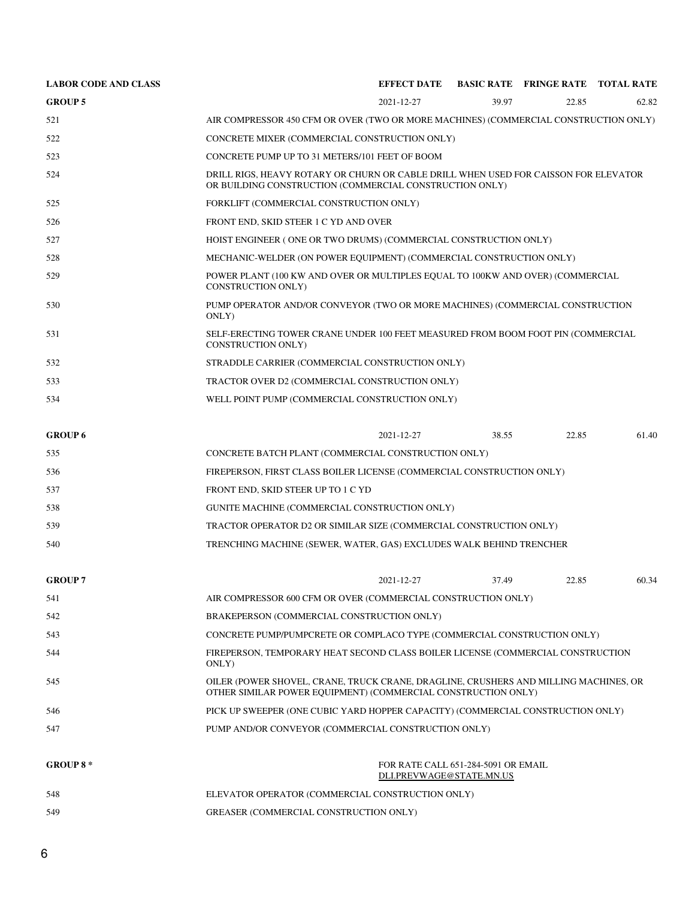| LABOR CODE AND CLASS | | EFFECT DATE | BASIC RATE | FRINGE RATE | TOTAL RATE |
|---|---|---|---|---|---|
| **GROUP 5** | | 2021-12-27 | 39.97 | 22.85 | 62.82 |
| 521 | AIR COMPRESSOR 450 CFM OR OVER (TWO OR MORE MACHINES) (COMMERCIAL CONSTRUCTION ONLY) | | | | |
| 522 | CONCRETE MIXER (COMMERCIAL CONSTRUCTION ONLY) | | | | |
| 523 | CONCRETE PUMP UP TO 31 METERS/101 FEET OF BOOM | | | | |
| 524 | DRILL RIGS, HEAVY ROTARY OR CHURN OR CABLE DRILL WHEN USED FOR CAISSON FOR ELEVATOR OR BUILDING CONSTRUCTION (COMMERCIAL CONSTRUCTION ONLY) | | | | |
| 525 | FORKLIFT (COMMERCIAL CONSTRUCTION ONLY) | | | | |
| 526 | FRONT END, SKID STEER 1 C YD AND OVER | | | | |
| 527 | HOIST ENGINEER ( ONE OR TWO DRUMS) (COMMERCIAL CONSTRUCTION ONLY) | | | | |
| 528 | MECHANIC-WELDER (ON POWER EQUIPMENT) (COMMERCIAL CONSTRUCTION ONLY) | | | | |
| 529 | POWER PLANT (100 KW AND OVER OR MULTIPLES EQUAL TO 100KW AND OVER) (COMMERCIAL CONSTRUCTION ONLY) | | | | |
| 530 | PUMP OPERATOR AND/OR CONVEYOR (TWO OR MORE MACHINES) (COMMERCIAL CONSTRUCTION ONLY) | | | | |
| 531 | SELF-ERECTING TOWER CRANE UNDER 100 FEET MEASURED FROM BOOM FOOT PIN (COMMERCIAL CONSTRUCTION ONLY) | | | | |
| 532 | STRADDLE CARRIER (COMMERCIAL CONSTRUCTION ONLY) | | | | |
| 533 | TRACTOR OVER D2 (COMMERCIAL CONSTRUCTION ONLY) | | | | |
| 534 | WELL POINT PUMP (COMMERCIAL CONSTRUCTION ONLY) | | | | |
| **GROUP 6** | | 2021-12-27 | 38.55 | 22.85 | 61.40 |
| 535 | CONCRETE BATCH PLANT (COMMERCIAL CONSTRUCTION ONLY) | | | | |
| 536 | FIREPERSON, FIRST CLASS BOILER LICENSE (COMMERCIAL CONSTRUCTION ONLY) | | | | |
| 537 | FRONT END, SKID STEER UP TO 1 C YD | | | | |
| 538 | GUNITE MACHINE (COMMERCIAL CONSTRUCTION ONLY) | | | | |
| 539 | TRACTOR OPERATOR D2 OR SIMILAR SIZE (COMMERCIAL CONSTRUCTION ONLY) | | | | |
| 540 | TRENCHING MACHINE (SEWER, WATER, GAS) EXCLUDES WALK BEHIND TRENCHER | | | | |
| **GROUP 7** | | 2021-12-27 | 37.49 | 22.85 | 60.34 |
| 541 | AIR COMPRESSOR 600 CFM OR OVER (COMMERCIAL CONSTRUCTION ONLY) | | | | |
| 542 | BRAKEPERSON (COMMERCIAL CONSTRUCTION ONLY) | | | | |
| 543 | CONCRETE PUMP/PUMPCRETE OR COMPLACO TYPE (COMMERCIAL CONSTRUCTION ONLY) | | | | |
| 544 | FIREPERSON, TEMPORARY HEAT SECOND CLASS BOILER LICENSE (COMMERCIAL CONSTRUCTION ONLY) | | | | |
| 545 | OILER (POWER SHOVEL, CRANE, TRUCK CRANE, DRAGLINE, CRUSHERS AND MILLING MACHINES, OR OTHER SIMILAR POWER EQUIPMENT) (COMMERCIAL CONSTRUCTION ONLY) | | | | |
| 546 | PICK UP SWEEPER (ONE CUBIC YARD HOPPER CAPACITY) (COMMERCIAL CONSTRUCTION ONLY) | | | | |
| 547 | PUMP AND/OR CONVEYOR (COMMERCIAL CONSTRUCTION ONLY) | | | | |
| **GROUP 8 *** | | FOR RATE CALL 651-284-5091 OR EMAIL DLI.PREVWAGE@STATE.MN.US | | | |
| 548 | ELEVATOR OPERATOR (COMMERCIAL CONSTRUCTION ONLY) | | | | |
| 549 | GREASER (COMMERCIAL CONSTRUCTION ONLY) | | | | |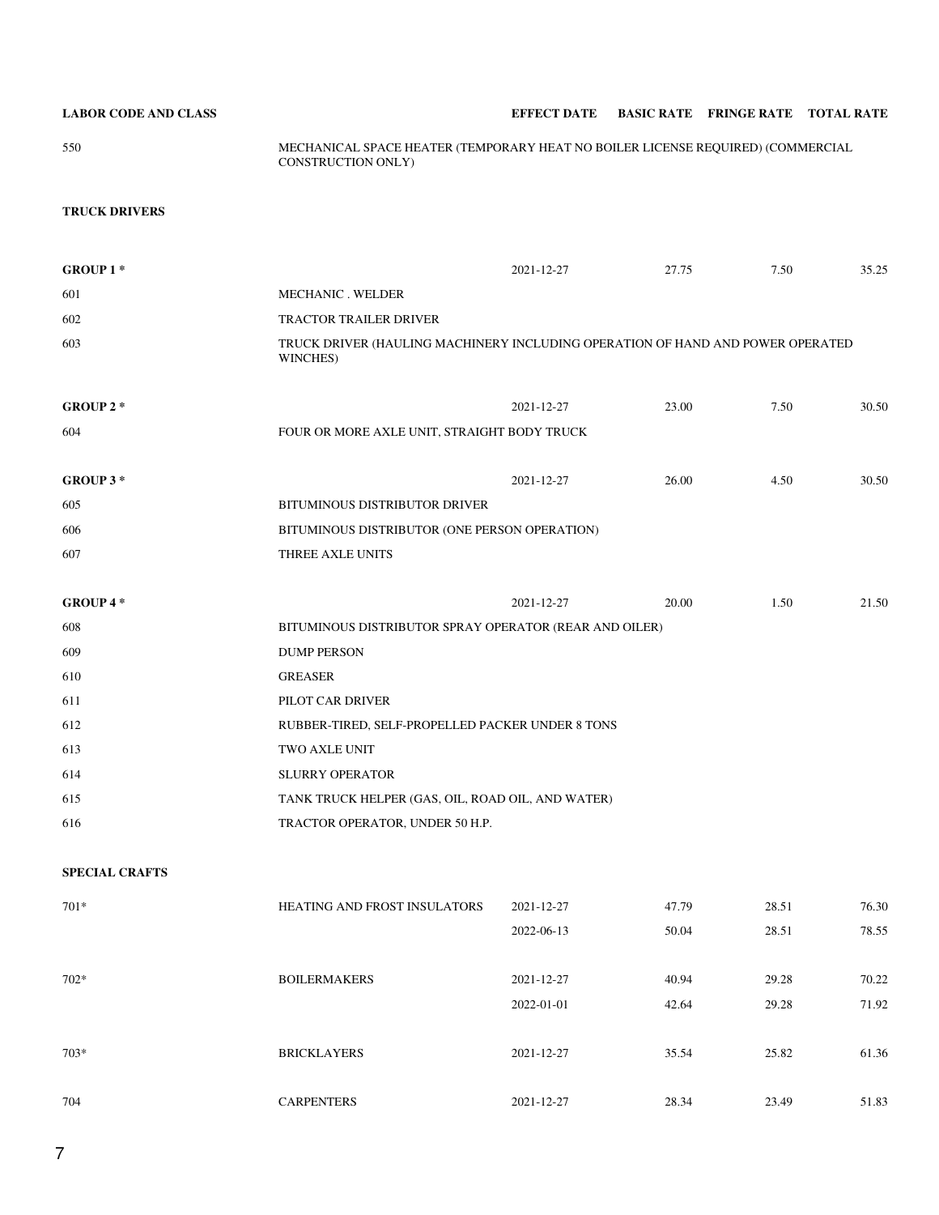| LABOR CODE AND CLASS | | EFFECT DATE | BASIC RATE | FRINGE RATE | TOTAL RATE |
|---|---|---|---|---|---|
| 550 | MECHANICAL SPACE HEATER (TEMPORARY HEAT NO BOILER LICENSE REQUIRED) (COMMERCIAL CONSTRUCTION ONLY) | | | | |
| **TRUCK DRIVERS** | | | | | |
| **GROUP 1 *** | | 2021-12-27 | 27.75 | 7.50 | 35.25 |
| 601 | MECHANIC . WELDER | | | | |
| 602 | TRACTOR TRAILER DRIVER | | | | |
| 603 | TRUCK DRIVER (HAULING MACHINERY INCLUDING OPERATION OF HAND AND POWER OPERATED WINCHES) | | | | |
| **GROUP 2 *** | | 2021-12-27 | 23.00 | 7.50 | 30.50 |
| 604 | FOUR OR MORE AXLE UNIT, STRAIGHT BODY TRUCK | | | | |
| **GROUP 3 *** | | 2021-12-27 | 26.00 | 4.50 | 30.50 |
| 605 | BITUMINOUS DISTRIBUTOR DRIVER | | | | |
| 606 | BITUMINOUS DISTRIBUTOR (ONE PERSON OPERATION) | | | | |
| 607 | THREE AXLE UNITS | | | | |
| **GROUP 4 *** | | 2021-12-27 | 20.00 | 1.50 | 21.50 |
| 608 | BITUMINOUS DISTRIBUTOR SPRAY OPERATOR (REAR AND OILER) | | | | |
| 609 | DUMP PERSON | | | | |
| 610 | GREASER | | | | |
| 611 | PILOT CAR DRIVER | | | | |
| 612 | RUBBER-TIRED, SELF-PROPELLED PACKER UNDER 8 TONS | | | | |
| 613 | TWO AXLE UNIT | | | | |
| 614 | SLURRY OPERATOR | | | | |
| 615 | TANK TRUCK HELPER (GAS, OIL, ROAD OIL, AND WATER) | | | | |
| 616 | TRACTOR OPERATOR, UNDER 50 H.P. | | | | |
| **SPECIAL CRAFTS** | | | | | |
| 701* | HEATING AND FROST INSULATORS | 2021-12-27 | 47.79 | 28.51 | 76.30 |
| | | 2022-06-13 | 50.04 | 28.51 | 78.55 |
| 702* | BOILERMAKERS | 2021-12-27 | 40.94 | 29.28 | 70.22 |
| | | 2022-01-01 | 42.64 | 29.28 | 71.92 |
| 703* | BRICKLAYERS | 2021-12-27 | 35.54 | 25.82 | 61.36 |
| 704 | CARPENTERS | 2021-12-27 | 28.34 | 23.49 | 51.83 |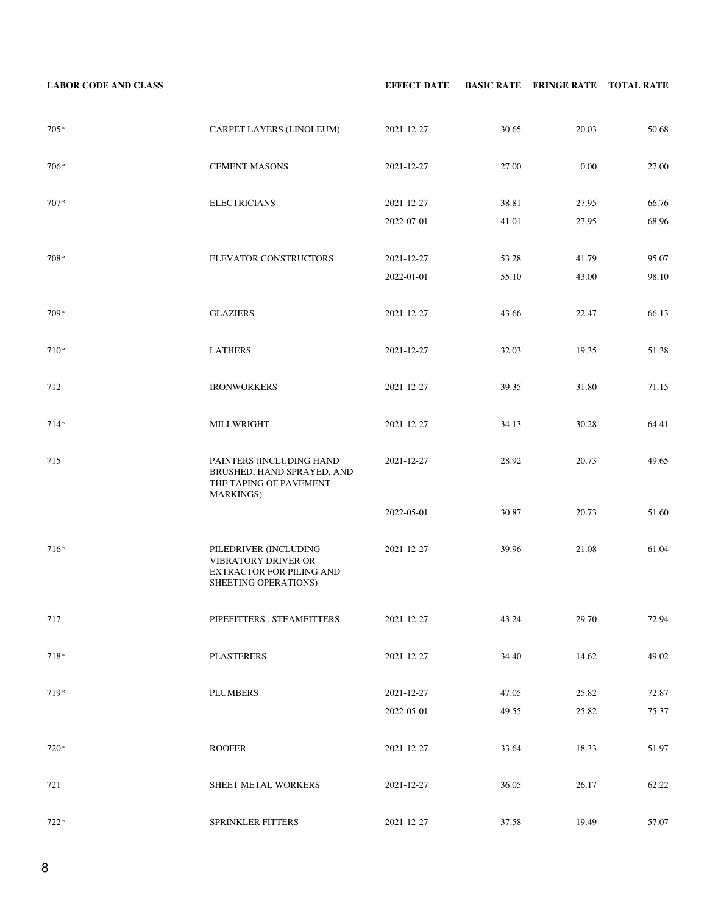| LABOR CODE AND CLASS | | EFFECT DATE | BASIC RATE | FRINGE RATE | TOTAL RATE |
|---|---|---|---|---|---|
| 705* | CARPET LAYERS (LINOLEUM) | 2021-12-27 | 30.65 | 20.03 | 50.68 |
| 706* | CEMENT MASONS | 2021-12-27 | 27.00 | 0.00 | 27.00 |
| 707* | ELECTRICIANS | 2021-12-27 | 38.81 | 27.95 | 66.76 |
| | | 2022-07-01 | 41.01 | 27.95 | 68.96 |
| 708* | ELEVATOR CONSTRUCTORS | 2021-12-27 | 53.28 | 41.79 | 95.07 |
| | | 2022-01-01 | 55.10 | 43.00 | 98.10 |
| 709* | GLAZIERS | 2021-12-27 | 43.66 | 22.47 | 66.13 |
| 710* | LATHERS | 2021-12-27 | 32.03 | 19.35 | 51.38 |
| 712 | IRONWORKERS | 2021-12-27 | 39.35 | 31.80 | 71.15 |
| 714* | MILLWRIGHT | 2021-12-27 | 34.13 | 30.28 | 64.41 |
| 715 | PAINTERS (INCLUDING HAND BRUSHED, HAND SPRAYED, AND THE TAPING OF PAVEMENT MARKINGS) | 2021-12-27 | 28.92 | 20.73 | 49.65 |
| | | 2022-05-01 | 30.87 | 20.73 | 51.60 |
| 716* | PILEDRIVER (INCLUDING VIBRATORY DRIVER OR EXTRACTOR FOR PILING AND SHEETING OPERATIONS) | 2021-12-27 | 39.96 | 21.08 | 61.04 |
| 717 | PIPEFITTERS . STEAMFITTERS | 2021-12-27 | 43.24 | 29.70 | 72.94 |
| 718* | PLASTERERS | 2021-12-27 | 34.40 | 14.62 | 49.02 |
| 719* | PLUMBERS | 2021-12-27 | 47.05 | 25.82 | 72.87 |
| | | 2022-05-01 | 49.55 | 25.82 | 75.37 |
| 720* | ROOFER | 2021-12-27 | 33.64 | 18.33 | 51.97 |
| 721 | SHEET METAL WORKERS | 2021-12-27 | 36.05 | 26.17 | 62.22 |
| 722* | SPRINKLER FITTERS | 2021-12-27 | 37.58 | 19.49 | 57.07 |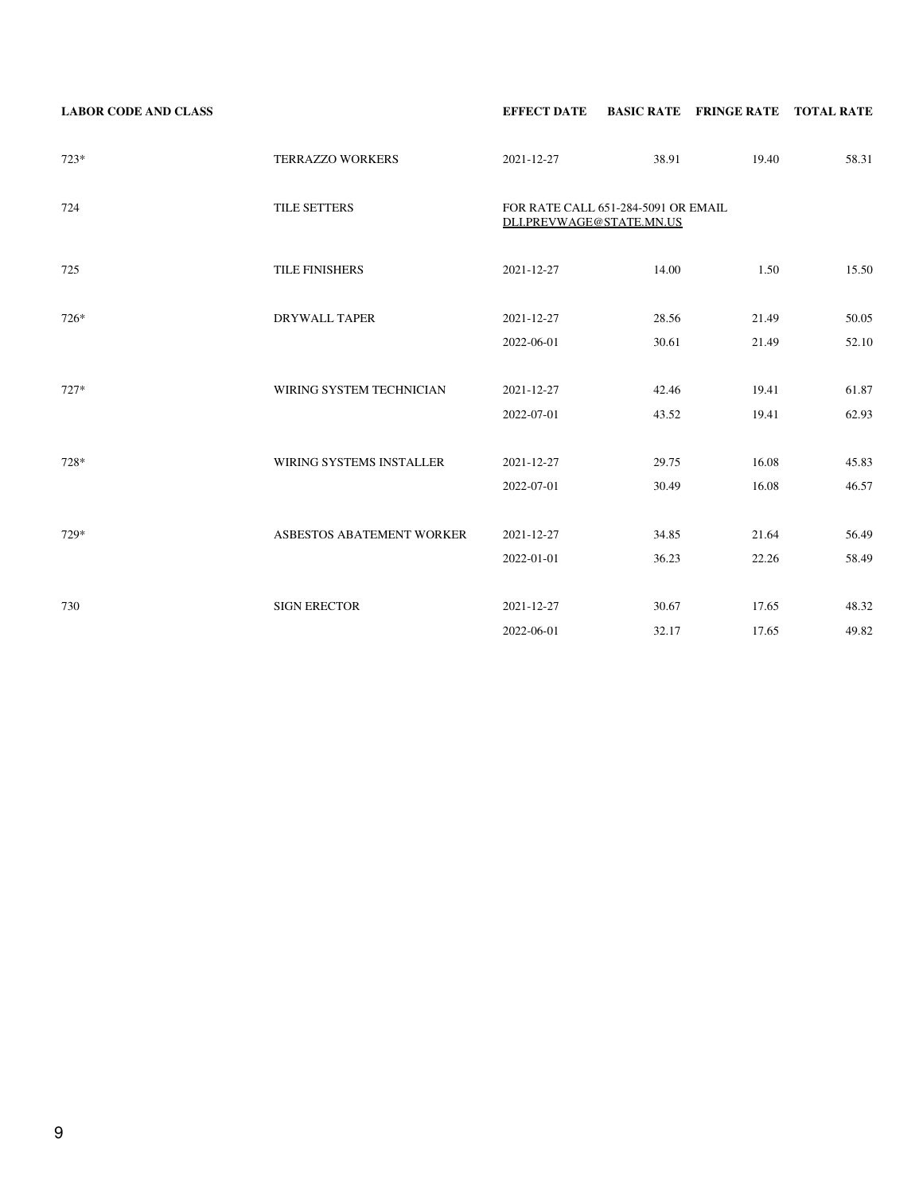| LABOR CODE AND CLASS | | EFFECT DATE | BASIC RATE | FRINGE RATE | TOTAL RATE |
|---|---|---|---|---|---|
| 723* | TERRAZZO WORKERS | 2021-12-27 | 38.91 | 19.40 | 58.31 |
| 724 | TILE SETTERS | FOR RATE CALL 651-284-5091 OR EMAIL DLI.PREVWAGE@STATE.MN.US | | | |
| 725 | TILE FINISHERS | 2021-12-27 | 14.00 | 1.50 | 15.50 |
| 726* | DRYWALL TAPER | 2021-12-27 | 28.56 | 21.49 | 50.05 |
| | | 2022-06-01 | 30.61 | 21.49 | 52.10 |
| 727* | WIRING SYSTEM TECHNICIAN | 2021-12-27 | 42.46 | 19.41 | 61.87 |
| | | 2022-07-01 | 43.52 | 19.41 | 62.93 |
| 728* | WIRING SYSTEMS INSTALLER | 2021-12-27 | 29.75 | 16.08 | 45.83 |
| | | 2022-07-01 | 30.49 | 16.08 | 46.57 |
| 729* | ASBESTOS ABATEMENT WORKER | 2021-12-27 | 34.85 | 21.64 | 56.49 |
| | | 2022-01-01 | 36.23 | 22.26 | 58.49 |
| 730 | SIGN ERECTOR | 2021-12-27 | 30.67 | 17.65 | 48.32 |
| | | 2022-06-01 | 32.17 | 17.65 | 49.82 |